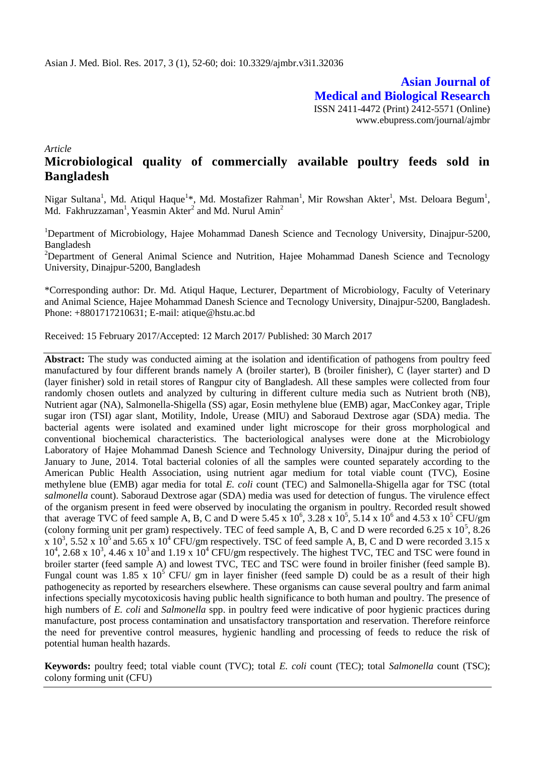Asian J. Med. Biol. Res. 2017, 3 (1), 52-60; doi: 10.3329/ajmbr.v3i1.32036

**Asian Journal of Medical and Biological Research**

ISSN 2411-4472 (Print) 2412-5571 (Online)
www.ebupress.com/journal/ajmbr

*Article*

# Microbiological quality of commercially available poultry feeds sold in Bangladesh

Nigar Sultana[1], Md. Atiqul Haque[1]*, Md. Mostafizer Rahman[1], Mir Rowshan Akter[1], Mst. Deloara Begum[1], Md. Fakhruzzaman[1], Yeasmin Akter[2] and Md. Nurul Amin[2]

[1]Department of Microbiology, Hajee Mohammad Danesh Science and Tecnology University, Dinajpur-5200, Bangladesh

[2]Department of General Animal Science and Nutrition, Hajee Mohammad Danesh Science and Tecnology University, Dinajpur-5200, Bangladesh

*Corresponding author: Dr. Md. Atiqul Haque, Lecturer, Department of Microbiology, Faculty of Veterinary and Animal Science, Hajee Mohammad Danesh Science and Tecnology University, Dinajpur-5200, Bangladesh. Phone: +8801717210631; E-mail: atique@hstu.ac.bd

Received: 15 February 2017/Accepted: 12 March 2017/ Published: 30 March 2017

**Abstract:** The study was conducted aiming at the isolation and identification of pathogens from poultry feed manufactured by four different brands namely A (broiler starter), B (broiler finisher), C (layer starter) and D (layer finisher) sold in retail stores of Rangpur city of Bangladesh. All these samples were collected from four randomly chosen outlets and analyzed by culturing in different culture media such as Nutrient broth (NB), Nutrient agar (NA), Salmonella-Shigella (SS) agar, Eosin methylene blue (EMB) agar, MacConkey agar, Triple sugar iron (TSI) agar slant, Motility, Indole, Urease (MIU) and Saboraud Dextrose agar (SDA) media. The bacterial agents were isolated and examined under light microscope for their gross morphological and conventional biochemical characteristics. The bacteriological analyses were done at the Microbiology Laboratory of Hajee Mohammad Danesh Science and Technology University, Dinajpur during the period of January to June, 2014. Total bacterial colonies of all the samples were counted separately according to the American Public Health Association, using nutrient agar medium for total viable count (TVC), Eosine methylene blue (EMB) agar media for total *E. coli* count (TEC) and Salmonella-Shigella agar for TSC (total *salmonella* count). Saboraud Dextrose agar (SDA) media was used for detection of fungus. The virulence effect of the organism present in feed were observed by inoculating the organism in poultry. Recorded result showed that average TVC of feed sample A, B, C and D were $5.45 \times 10^6$, $3.28 \times 10^5$, $5.14 \times 10^6$ and $4.53 \times 10^5$ CFU/gm (colony forming unit per gram) respectively. TEC of feed sample A, B, C and D were recorded $6.25 \times 10^5$, $8.26 \times 10^3$, $5.52 \times 10^5$ and $5.65 \times 10^4$ CFU/gm respectively. TSC of feed sample A, B, C and D were recorded $3.15 \times 10^4$, $2.68 \times 10^3$, $4.46 \times 10^3$ and $1.19 \times 10^4$ CFU/gm respectively. The highest TVC, TEC and TSC were found in broiler starter (feed sample A) and lowest TVC, TEC and TSC were found in broiler finisher (feed sample B). Fungal count was $1.85 \times 10^5$ CFU/ gm in layer finisher (feed sample D) could be as a result of their high pathogenecity as reported by researchers elsewhere. These organisms can cause several poultry and farm animal infections specially mycotoxicosis having public health significance to both human and poultry. The presence of high numbers of *E. coli* and *Salmonella* spp. in poultry feed were indicative of poor hygienic practices during manufacture, post process contamination and unsatisfactory transportation and reservation. Therefore reinforce the need for preventive control measures, hygienic handling and processing of feeds to reduce the risk of potential human health hazards.

**Keywords:** poultry feed; total viable count (TVC); total *E. coli* count (TEC); total *Salmonella* count (TSC); colony forming unit (CFU)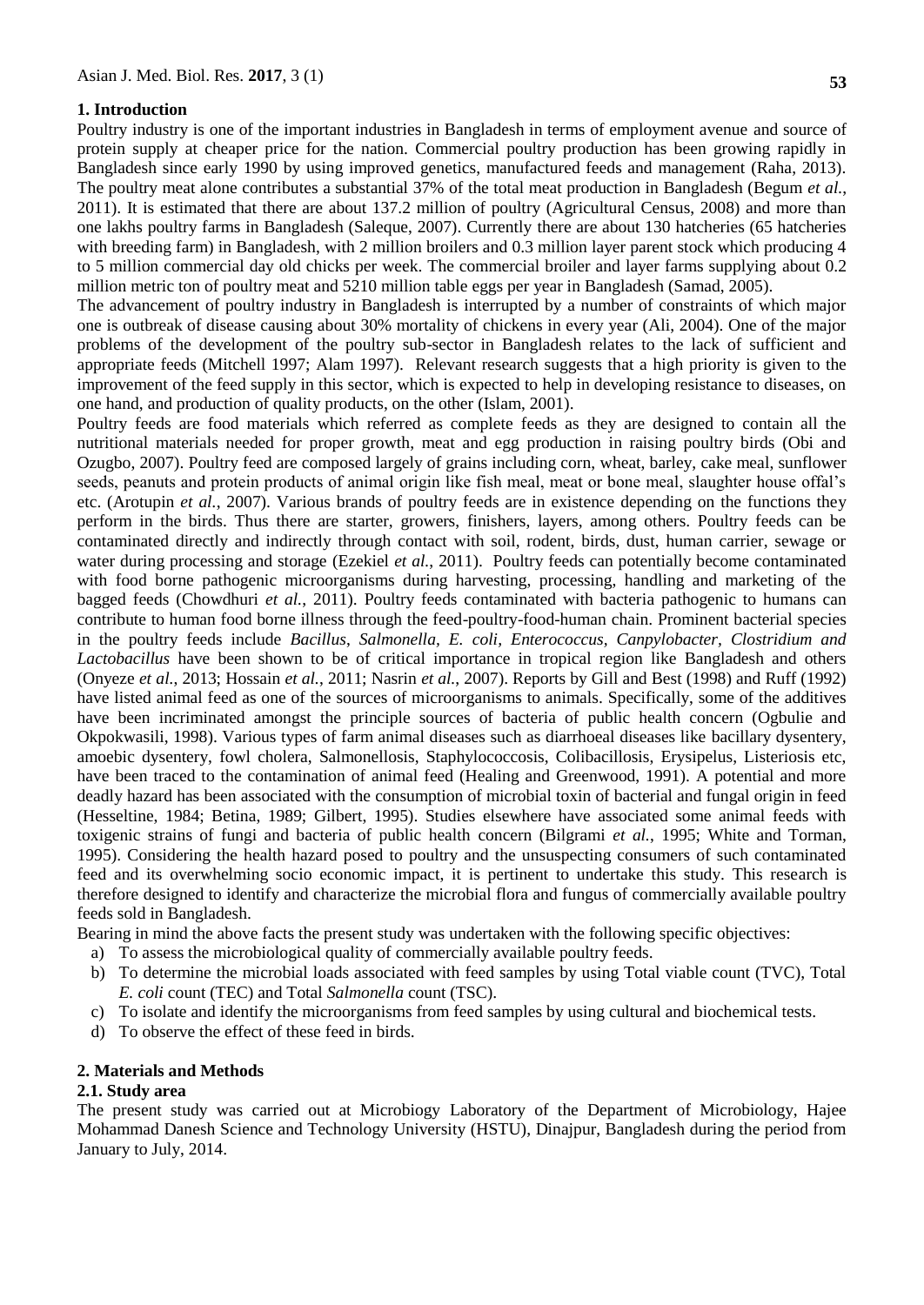## 1. Introduction

Poultry industry is one of the important industries in Bangladesh in terms of employment avenue and source of protein supply at cheaper price for the nation. Commercial poultry production has been growing rapidly in Bangladesh since early 1990 by using improved genetics, manufactured feeds and management (Raha, 2013). The poultry meat alone contributes a substantial 37% of the total meat production in Bangladesh (Begum *et al.*, 2011). It is estimated that there are about 137.2 million of poultry (Agricultural Census, 2008) and more than one lakhs poultry farms in Bangladesh (Saleque, 2007). Currently there are about 130 hatcheries (65 hatcheries with breeding farm) in Bangladesh, with 2 million broilers and 0.3 million layer parent stock which producing 4 to 5 million commercial day old chicks per week. The commercial broiler and layer farms supplying about 0.2 million metric ton of poultry meat and 5210 million table eggs per year in Bangladesh (Samad, 2005).

The advancement of poultry industry in Bangladesh is interrupted by a number of constraints of which major one is outbreak of disease causing about 30% mortality of chickens in every year (Ali, 2004). One of the major problems of the development of the poultry sub-sector in Bangladesh relates to the lack of sufficient and appropriate feeds (Mitchell 1997; Alam 1997). Relevant research suggests that a high priority is given to the improvement of the feed supply in this sector, which is expected to help in developing resistance to diseases, on one hand, and production of quality products, on the other (Islam, 2001).

Poultry feeds are food materials which referred as complete feeds as they are designed to contain all the nutritional materials needed for proper growth, meat and egg production in raising poultry birds (Obi and Ozugbo, 2007). Poultry feed are composed largely of grains including corn, wheat, barley, cake meal, sunflower seeds, peanuts and protein products of animal origin like fish meal, meat or bone meal, slaughter house offal's etc. (Arotupin *et al.*, 2007). Various brands of poultry feeds are in existence depending on the functions they perform in the birds. Thus there are starter, growers, finishers, layers, among others. Poultry feeds can be contaminated directly and indirectly through contact with soil, rodent, birds, dust, human carrier, sewage or water during processing and storage (Ezekiel *et al.*, 2011). Poultry feeds can potentially become contaminated with food borne pathogenic microorganisms during harvesting, processing, handling and marketing of the bagged feeds (Chowdhuri *et al.*, 2011). Poultry feeds contaminated with bacteria pathogenic to humans can contribute to human food borne illness through the feed-poultry-food-human chain. Prominent bacterial species in the poultry feeds include *Bacillus, Salmonella, E. coli, Enterococcus, Canpylobacter, Clostridium and Lactobacillus* have been shown to be of critical importance in tropical region like Bangladesh and others (Onyeze *et al.*, 2013; Hossain *et al.*, 2011; Nasrin *et al.*, 2007). Reports by Gill and Best (1998) and Ruff (1992) have listed animal feed as one of the sources of microorganisms to animals. Specifically, some of the additives have been incriminated amongst the principle sources of bacteria of public health concern (Ogbulie and Okpokwasili, 1998). Various types of farm animal diseases such as diarrhoeal diseases like bacillary dysentery, amoebic dysentery, fowl cholera, Salmonellosis, Staphylococcosis, Colibacillosis, Erysipelus, Listeriosis etc, have been traced to the contamination of animal feed (Healing and Greenwood, 1991). A potential and more deadly hazard has been associated with the consumption of microbial toxin of bacterial and fungal origin in feed (Hesseltine, 1984; Betina, 1989; Gilbert, 1995). Studies elsewhere have associated some animal feeds with toxigenic strains of fungi and bacteria of public health concern (Bilgrami *et al.*, 1995; White and Torman, 1995). Considering the health hazard posed to poultry and the unsuspecting consumers of such contaminated feed and its overwhelming socio economic impact, it is pertinent to undertake this study. This research is therefore designed to identify and characterize the microbial flora and fungus of commercially available poultry feeds sold in Bangladesh.

Bearing in mind the above facts the present study was undertaken with the following specific objectives:

a) To assess the microbiological quality of commercially available poultry feeds.
b) To determine the microbial loads associated with feed samples by using Total viable count (TVC), Total *E. coli* count (TEC) and Total *Salmonella* count (TSC).
c) To isolate and identify the microorganisms from feed samples by using cultural and biochemical tests.
d) To observe the effect of these feed in birds.

## 2. Materials and Methods

### 2.1. Study area

The present study was carried out at Microbiogy Laboratory of the Department of Microbiology, Hajee Mohammad Danesh Science and Technology University (HSTU), Dinajpur, Bangladesh during the period from January to July, 2014.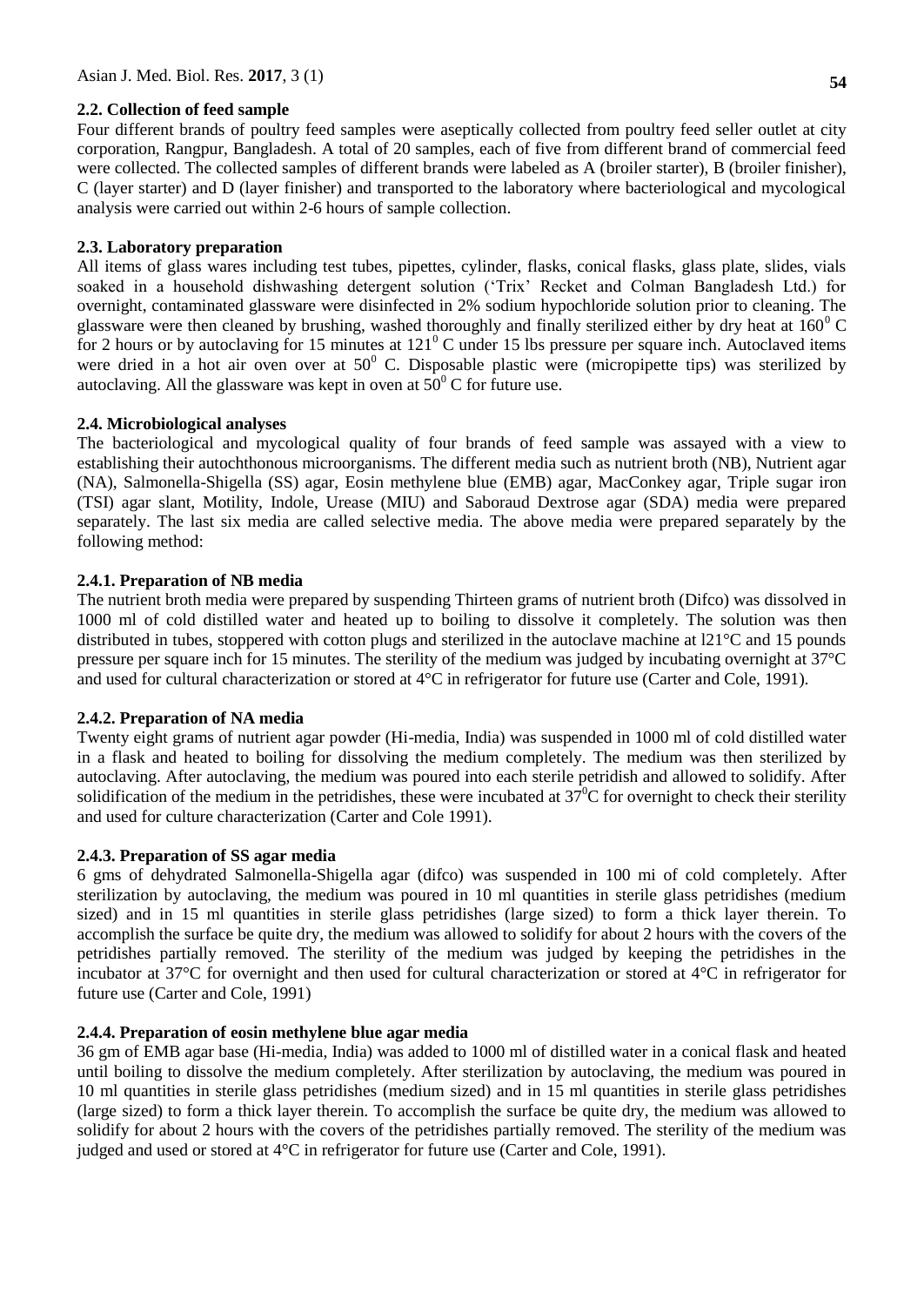### 2.2. Collection of feed sample

Four different brands of poultry feed samples were aseptically collected from poultry feed seller outlet at city corporation, Rangpur, Bangladesh. A total of 20 samples, each of five from different brand of commercial feed were collected. The collected samples of different brands were labeled as A (broiler starter), B (broiler finisher), C (layer starter) and D (layer finisher) and transported to the laboratory where bacteriological and mycological analysis were carried out within 2-6 hours of sample collection.

### 2.3. Laboratory preparation

All items of glass wares including test tubes, pipettes, cylinder, flasks, conical flasks, glass plate, slides, vials soaked in a household dishwashing detergent solution ('Trix' Recket and Colman Bangladesh Ltd.) for overnight, contaminated glassware were disinfected in 2% sodium hypochloride solution prior to cleaning. The glassware were then cleaned by brushing, washed thoroughly and finally sterilized either by dry heat at $160^0$ C for 2 hours or by autoclaving for 15 minutes at $121^0$ C under 15 lbs pressure per square inch. Autoclaved items were dried in a hot air oven over at $50^0$ C. Disposable plastic were (micropipette tips) was sterilized by autoclaving. All the glassware was kept in oven at $50^0$ C for future use.

### 2.4. Microbiological analyses

The bacteriological and mycological quality of four brands of feed sample was assayed with a view to establishing their autochthonous microorganisms. The different media such as nutrient broth (NB), Nutrient agar (NA), Salmonella-Shigella (SS) agar, Eosin methylene blue (EMB) agar, MacConkey agar, Triple sugar iron (TSI) agar slant, Motility, Indole, Urease (MIU) and Saboraud Dextrose agar (SDA) media were prepared separately. The last six media are called selective media. The above media were prepared separately by the following method:

#### 2.4.1. Preparation of NB media

The nutrient broth media were prepared by suspending Thirteen grams of nutrient broth (Difco) was dissolved in 1000 ml of cold distilled water and heated up to boiling to dissolve it completely. The solution was then distributed in tubes, stoppered with cotton plugs and sterilized in the autoclave machine at l21°C and 15 pounds pressure per square inch for 15 minutes. The sterility of the medium was judged by incubating overnight at 37°C and used for cultural characterization or stored at 4°C in refrigerator for future use (Carter and Cole, 1991).

#### 2.4.2. Preparation of NA media

Twenty eight grams of nutrient agar powder (Hi-media, India) was suspended in 1000 ml of cold distilled water in a flask and heated to boiling for dissolving the medium completely. The medium was then sterilized by autoclaving. After autoclaving, the medium was poured into each sterile petridish and allowed to solidify. After solidification of the medium in the petridishes, these were incubated at $37^0$C for overnight to check their sterility and used for culture characterization (Carter and Cole 1991).

#### 2.4.3. Preparation of SS agar media

6 gms of dehydrated Salmonella-Shigella agar (difco) was suspended in 100 mi of cold completely. After sterilization by autoclaving, the medium was poured in 10 ml quantities in sterile glass petridishes (medium sized) and in 15 ml quantities in sterile glass petridishes (large sized) to form a thick layer therein. To accomplish the surface be quite dry, the medium was allowed to solidify for about 2 hours with the covers of the petridishes partially removed. The sterility of the medium was judged by keeping the petridishes in the incubator at 37°C for overnight and then used for cultural characterization or stored at 4°C in refrigerator for future use (Carter and Cole, 1991)

#### 2.4.4. Preparation of eosin methylene blue agar media

36 gm of EMB agar base (Hi-media, India) was added to 1000 ml of distilled water in a conical flask and heated until boiling to dissolve the medium completely. After sterilization by autoclaving, the medium was poured in 10 ml quantities in sterile glass petridishes (medium sized) and in 15 ml quantities in sterile glass petridishes (large sized) to form a thick layer therein. To accomplish the surface be quite dry, the medium was allowed to solidify for about 2 hours with the covers of the petridishes partially removed. The sterility of the medium was judged and used or stored at 4°C in refrigerator for future use (Carter and Cole, 1991).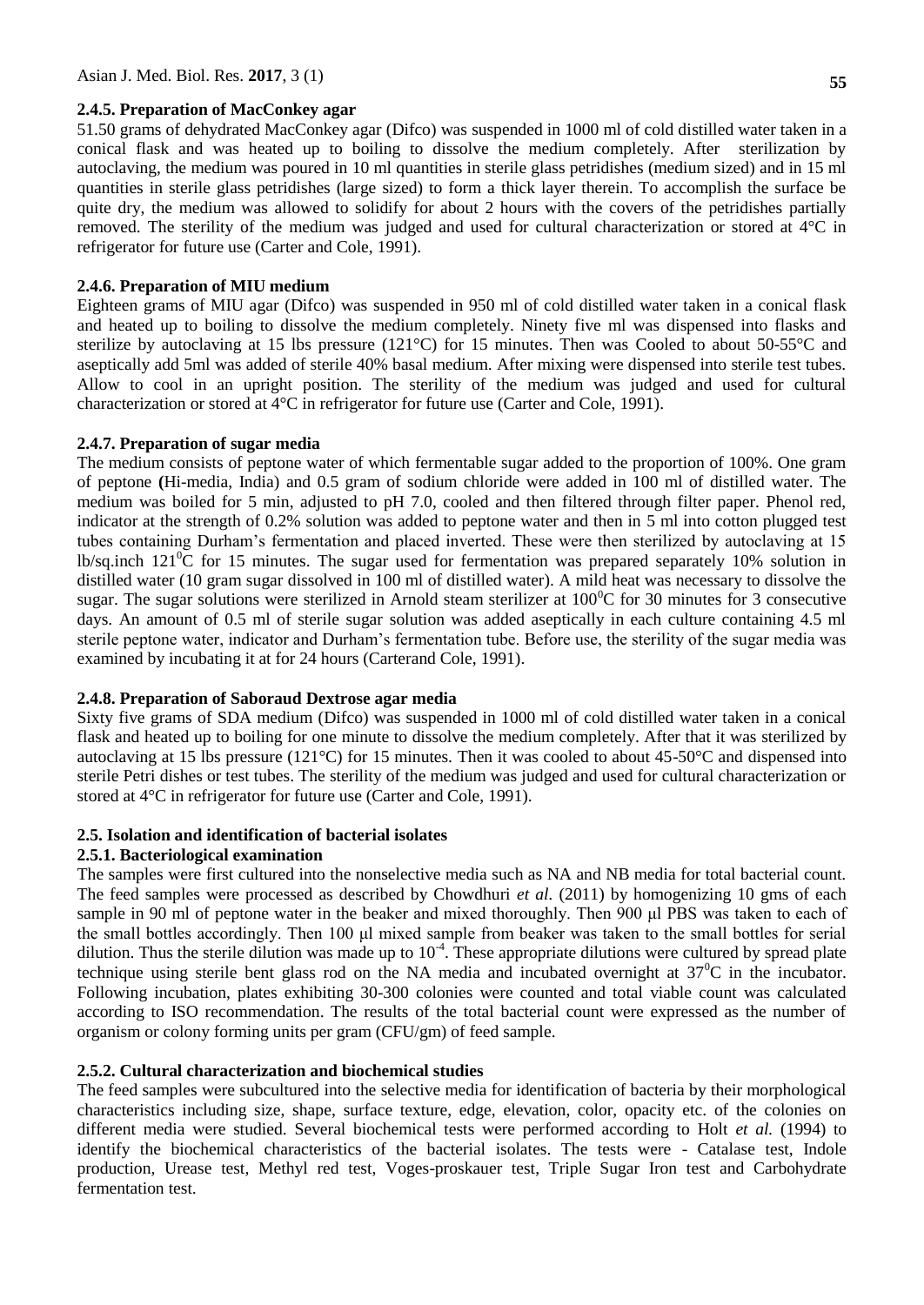#### 2.4.5. Preparation of MacConkey agar

51.50 grams of dehydrated MacConkey agar (Difco) was suspended in 1000 ml of cold distilled water taken in a conical flask and was heated up to boiling to dissolve the medium completely. After sterilization by autoclaving, the medium was poured in 10 ml quantities in sterile glass petridishes (medium sized) and in 15 ml quantities in sterile glass petridishes (large sized) to form a thick layer therein. To accomplish the surface be quite dry, the medium was allowed to solidify for about 2 hours with the covers of the petridishes partially removed. The sterility of the medium was judged and used for cultural characterization or stored at 4°C in refrigerator for future use (Carter and Cole, 1991).

#### 2.4.6. Preparation of MIU medium

Eighteen grams of MIU agar (Difco) was suspended in 950 ml of cold distilled water taken in a conical flask and heated up to boiling to dissolve the medium completely. Ninety five ml was dispensed into flasks and sterilize by autoclaving at 15 lbs pressure (121°C) for 15 minutes. Then was Cooled to about 50-55°C and aseptically add 5ml was added of sterile 40% basal medium. After mixing were dispensed into sterile test tubes. Allow to cool in an upright position. The sterility of the medium was judged and used for cultural characterization or stored at 4°C in refrigerator for future use (Carter and Cole, 1991).

#### 2.4.7. Preparation of sugar media

The medium consists of peptone water of which fermentable sugar added to the proportion of 100%. One gram of peptone **(**Hi-media, India) and 0.5 gram of sodium chloride were added in 100 ml of distilled water. The medium was boiled for 5 min, adjusted to pH 7.0, cooled and then filtered through filter paper. Phenol red, indicator at the strength of 0.2% solution was added to peptone water and then in 5 ml into cotton plugged test tubes containing Durham's fermentation and placed inverted. These were then sterilized by autoclaving at 15 lb/sq.inch $121^0$C for 15 minutes. The sugar used for fermentation was prepared separately 10% solution in distilled water (10 gram sugar dissolved in 100 ml of distilled water). A mild heat was necessary to dissolve the sugar. The sugar solutions were sterilized in Arnold steam sterilizer at $100^0$C for 30 minutes for 3 consecutive days. An amount of 0.5 ml of sterile sugar solution was added aseptically in each culture containing 4.5 ml sterile peptone water, indicator and Durham's fermentation tube. Before use, the sterility of the sugar media was examined by incubating it at for 24 hours (Carterand Cole, 1991).

#### 2.4.8. Preparation of Saboraud Dextrose agar media

Sixty five grams of SDA medium (Difco) was suspended in 1000 ml of cold distilled water taken in a conical flask and heated up to boiling for one minute to dissolve the medium completely. After that it was sterilized by autoclaving at 15 lbs pressure (121°C) for 15 minutes. Then it was cooled to about 45-50°C and dispensed into sterile Petri dishes or test tubes. The sterility of the medium was judged and used for cultural characterization or stored at 4°C in refrigerator for future use (Carter and Cole, 1991).

### 2.5. Isolation and identification of bacterial isolates

#### 2.5.1. Bacteriological examination

The samples were first cultured into the nonselective media such as NA and NB media for total bacterial count. The feed samples were processed as described by Chowdhuri *et al.* (2011) by homogenizing 10 gms of each sample in 90 ml of peptone water in the beaker and mixed thoroughly. Then 900 µl PBS was taken to each of the small bottles accordingly. Then 100 µl mixed sample from beaker was taken to the small bottles for serial dilution. Thus the sterile dilution was made up to $10^{-4}$. These appropriate dilutions were cultured by spread plate technique using sterile bent glass rod on the NA media and incubated overnight at $37^0$C in the incubator. Following incubation, plates exhibiting 30-300 colonies were counted and total viable count was calculated according to ISO recommendation. The results of the total bacterial count were expressed as the number of organism or colony forming units per gram (CFU/gm) of feed sample.

#### 2.5.2. Cultural characterization and biochemical studies

The feed samples were subcultured into the selective media for identification of bacteria by their morphological characteristics including size, shape, surface texture, edge, elevation, color, opacity etc. of the colonies on different media were studied. Several biochemical tests were performed according to Holt *et al.* (1994) to identify the biochemical characteristics of the bacterial isolates. The tests were - Catalase test, Indole production, Urease test, Methyl red test, Voges-proskauer test, Triple Sugar Iron test and Carbohydrate fermentation test.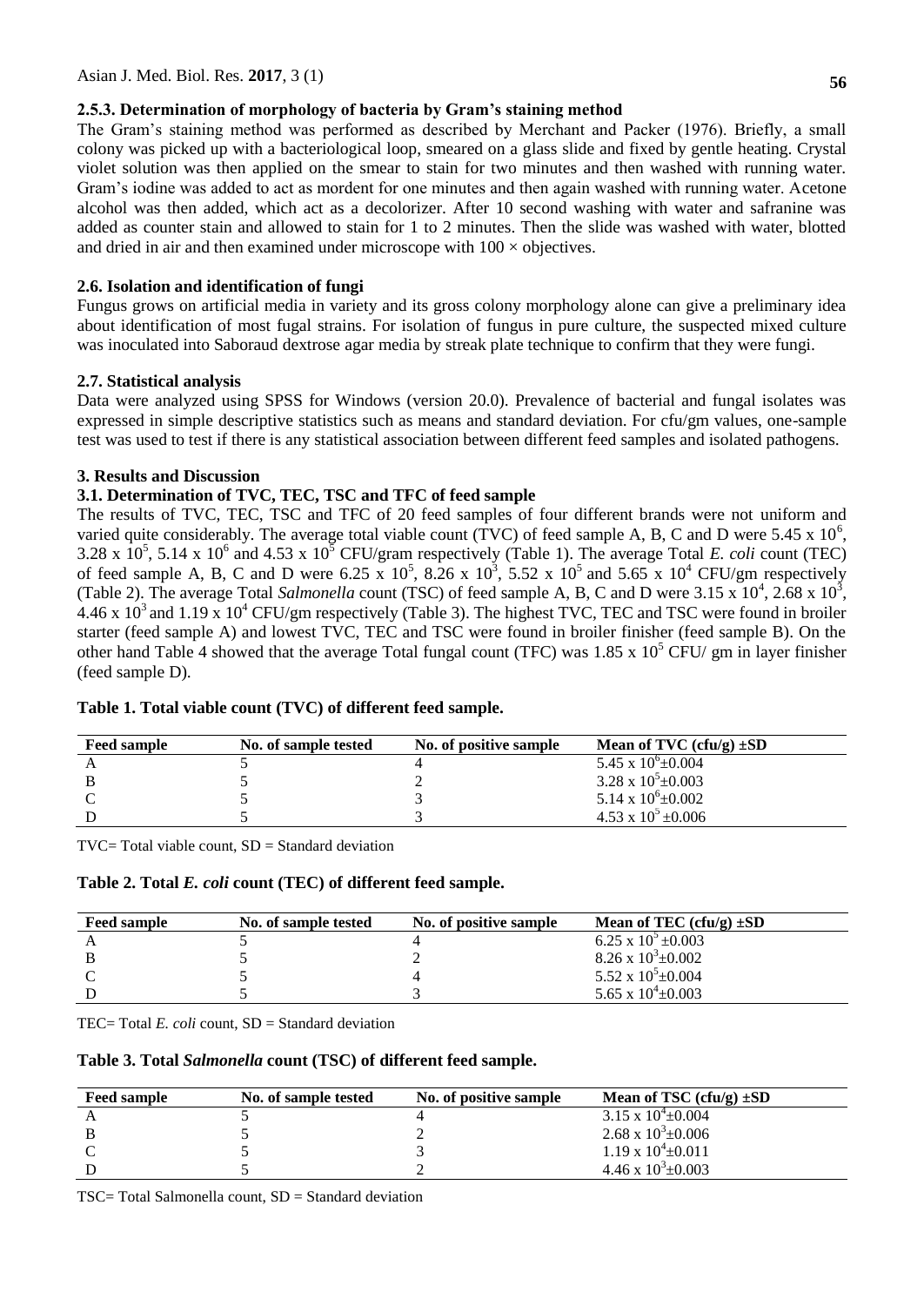### 2.5.3. Determination of morphology of bacteria by Gram's staining method

The Gram's staining method was performed as described by Merchant and Packer (1976). Briefly, a small colony was picked up with a bacteriological loop, smeared on a glass slide and fixed by gentle heating. Crystal violet solution was then applied on the smear to stain for two minutes and then washed with running water. Gram's iodine was added to act as mordent for one minutes and then again washed with running water. Acetone alcohol was then added, which act as a decolorizer. After 10 second washing with water and safranine was added as counter stain and allowed to stain for 1 to 2 minutes. Then the slide was washed with water, blotted and dried in air and then examined under microscope with 100 × objectives.

### 2.6. Isolation and identification of fungi

Fungus grows on artificial media in variety and its gross colony morphology alone can give a preliminary idea about identification of most fugal strains. For isolation of fungus in pure culture, the suspected mixed culture was inoculated into Saboraud dextrose agar media by streak plate technique to confirm that they were fungi.

### 2.7. Statistical analysis

Data were analyzed using SPSS for Windows (version 20.0). Prevalence of bacterial and fungal isolates was expressed in simple descriptive statistics such as means and standard deviation. For cfu/gm values, one-sample test was used to test if there is any statistical association between different feed samples and isolated pathogens.

## 3. Results and Discussion

### 3.1. Determination of TVC, TEC, TSC and TFC of feed sample

The results of TVC, TEC, TSC and TFC of 20 feed samples of four different brands were not uniform and varied quite considerably. The average total viable count (TVC) of feed sample A, B, C and D were $5.45 \times 10^6$, $3.28 \times 10^5$, $5.14 \times 10^6$ and $4.53 \times 10^5$ CFU/gram respectively (Table 1). The average Total *E. coli* count (TEC) of feed sample A, B, C and D were $6.25 \times 10^5$, $8.26 \times 10^3$, $5.52 \times 10^5$ and $5.65 \times 10^4$ CFU/gm respectively (Table 2). The average Total *Salmonella* count (TSC) of feed sample A, B, C and D were $3.15 \times 10^4$, $2.68 \times 10^3$, $4.46 \times 10^3$ and $1.19 \times 10^4$ CFU/gm respectively (Table 3). The highest TVC, TEC and TSC were found in broiler starter (feed sample A) and lowest TVC, TEC and TSC were found in broiler finisher (feed sample B). On the other hand Table 4 showed that the average Total fungal count (TFC) was $1.85 \times 10^5$ CFU/ gm in layer finisher (feed sample D).

**Table 1. Total viable count (TVC) of different feed sample.**

| Feed sample | No. of sample tested | No. of positive sample | Mean of TVC (cfu/g) ±SD |
|---|---|---|---|
| A | 5 | 4 | $5.45 \times 10^6 \pm 0.004$ |
| B | 5 | 2 | $3.28 \times 10^5 \pm 0.003$ |
| C | 5 | 3 | $5.14 \times 10^6 \pm 0.002$ |
| D | 5 | 3 | $4.53 \times 10^5 \pm 0.006$ |

TVC= Total viable count, SD = Standard deviation

**Table 2. Total *E. coli* count (TEC) of different feed sample.**

| Feed sample | No. of sample tested | No. of positive sample | Mean of TEC (cfu/g) ±SD |
|---|---|---|---|
| A | 5 | 4 | $6.25 \times 10^5 \pm 0.003$ |
| B | 5 | 2 | $8.26 \times 10^3 \pm 0.002$ |
| C | 5 | 4 | $5.52 \times 10^5 \pm 0.004$ |
| D | 5 | 3 | $5.65 \times 10^4 \pm 0.003$ |

TEC= Total *E. coli* count, SD = Standard deviation

**Table 3. Total *Salmonella* count (TSC) of different feed sample.**

| Feed sample | No. of sample tested | No. of positive sample | Mean of TSC (cfu/g) ±SD |
|---|---|---|---|
| A | 5 | 4 | $3.15 \times 10^4 \pm 0.004$ |
| B | 5 | 2 | $2.68 \times 10^3 \pm 0.006$ |
| C | 5 | 3 | $1.19 \times 10^4 \pm 0.011$ |
| D | 5 | 2 | $4.46 \times 10^3 \pm 0.003$ |

TSC= Total Salmonella count, SD = Standard deviation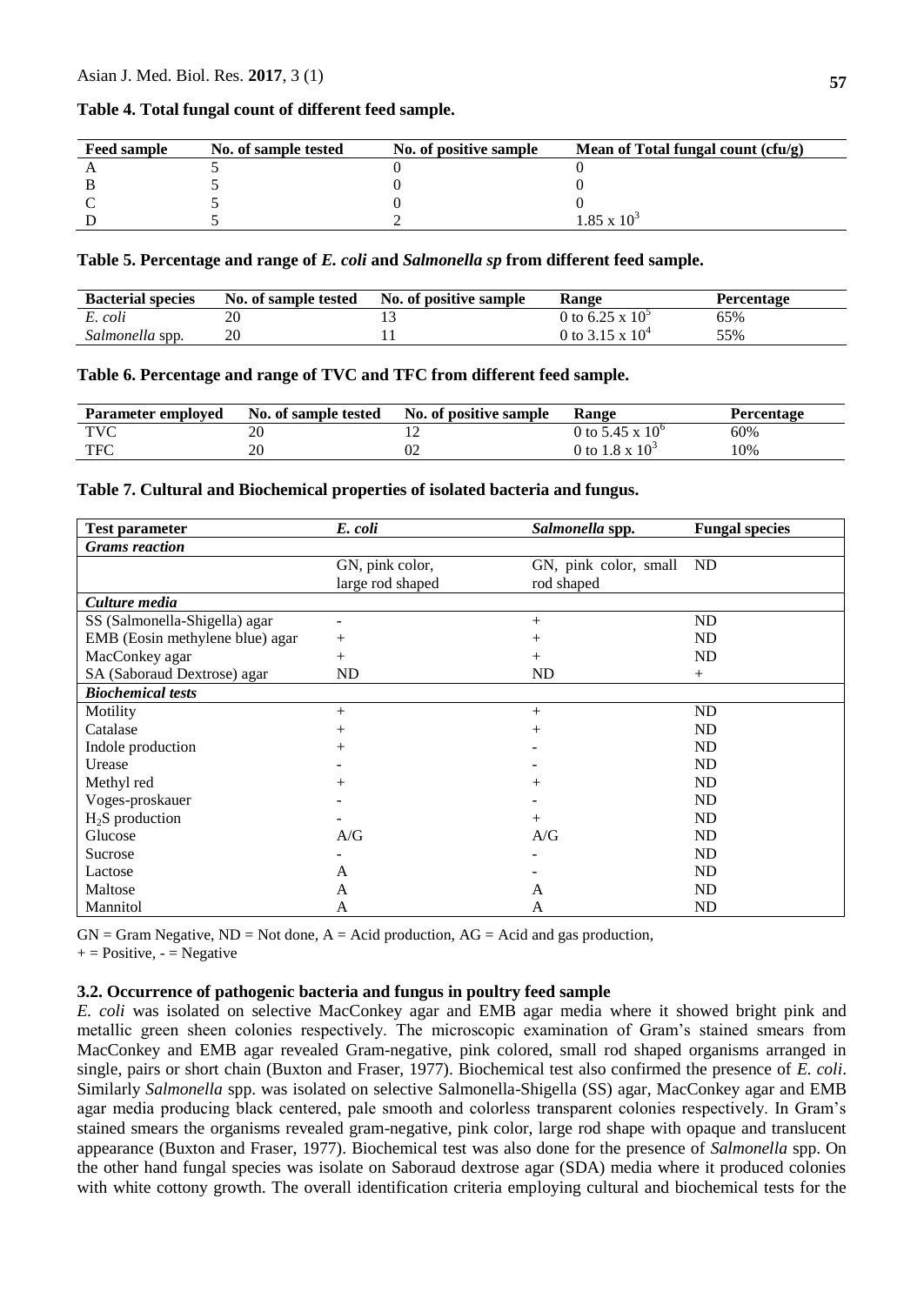**Table 4. Total fungal count of different feed sample.**

| Feed sample | No. of sample tested | No. of positive sample | Mean of Total fungal count (cfu/g) |
|---|---|---|---|
| A | 5 | 0 | 0 |
| B | 5 | 0 | 0 |
| C | 5 | 0 | 0 |
| D | 5 | 2 | $1.85 \times 10^3$ |

**Table 5. Percentage and range of *E. coli* and *Salmonella sp* from different feed sample.**

| Bacterial species | No. of sample tested | No. of positive sample | Range | Percentage |
|---|---|---|---|---|
| *E. coli* | 20 | 13 | 0 to $6.25 \times 10^5$ | 65% |
| *Salmonella* spp. | 20 | 11 | 0 to $3.15 \times 10^4$ | 55% |

**Table 6. Percentage and range of TVC and TFC from different feed sample.**

| Parameter employed | No. of sample tested | No. of positive sample | Range | Percentage |
|---|---|---|---|---|
| TVC | 20 | 12 | 0 to $5.45 \times 10^6$ | 60% |
| TFC | 20 | 02 | 0 to $1.8 \times 10^3$ | 10% |

**Table 7. Cultural and Biochemical properties of isolated bacteria and fungus.**

| Test parameter | *E. coli* | *Salmonella* spp. | Fungal species |
|---|---|---|---|
| ***Grams reaction*** | | | |
| | GN, pink color, large rod shaped | GN, pink color, small rod shaped | ND |
| ***Culture media*** | | | |
| SS (Salmonella-Shigella) agar | - | + | ND |
| EMB (Eosin methylene blue) agar | + | + | ND |
| MacConkey agar | + | + | ND |
| SA (Saboraud Dextrose) agar | ND | ND | + |
| ***Biochemical tests*** | | | |
| Motility | + | + | ND |
| Catalase | + | + | ND |
| Indole production | + | - | ND |
| Urease | - | - | ND |
| Methyl red | + | + | ND |
| Voges-proskauer | - | - | ND |
| $H_2S$ production | - | + | ND |
| Glucose | A/G | A/G | ND |
| Sucrose | - | - | ND |
| Lactose | A | - | ND |
| Maltose | A | A | ND |
| Mannitol | A | A | ND |

GN = Gram Negative, ND = Not done, A = Acid production, AG = Acid and gas production,
+ = Positive, - = Negative

### 3.2. Occurrence of pathogenic bacteria and fungus in poultry feed sample

*E. coli* was isolated on selective MacConkey agar and EMB agar media where it showed bright pink and metallic green sheen colonies respectively. The microscopic examination of Gram's stained smears from MacConkey and EMB agar revealed Gram-negative, pink colored, small rod shaped organisms arranged in single, pairs or short chain (Buxton and Fraser, 1977). Biochemical test also confirmed the presence of *E. coli*. Similarly *Salmonella* spp. was isolated on selective Salmonella-Shigella (SS) agar, MacConkey agar and EMB agar media producing black centered, pale smooth and colorless transparent colonies respectively. In Gram's stained smears the organisms revealed gram-negative, pink color, large rod shape with opaque and translucent appearance (Buxton and Fraser, 1977). Biochemical test was also done for the presence of *Salmonella* spp. On the other hand fungal species was isolate on Saboraud dextrose agar (SDA) media where it produced colonies with white cottony growth. The overall identification criteria employing cultural and biochemical tests for the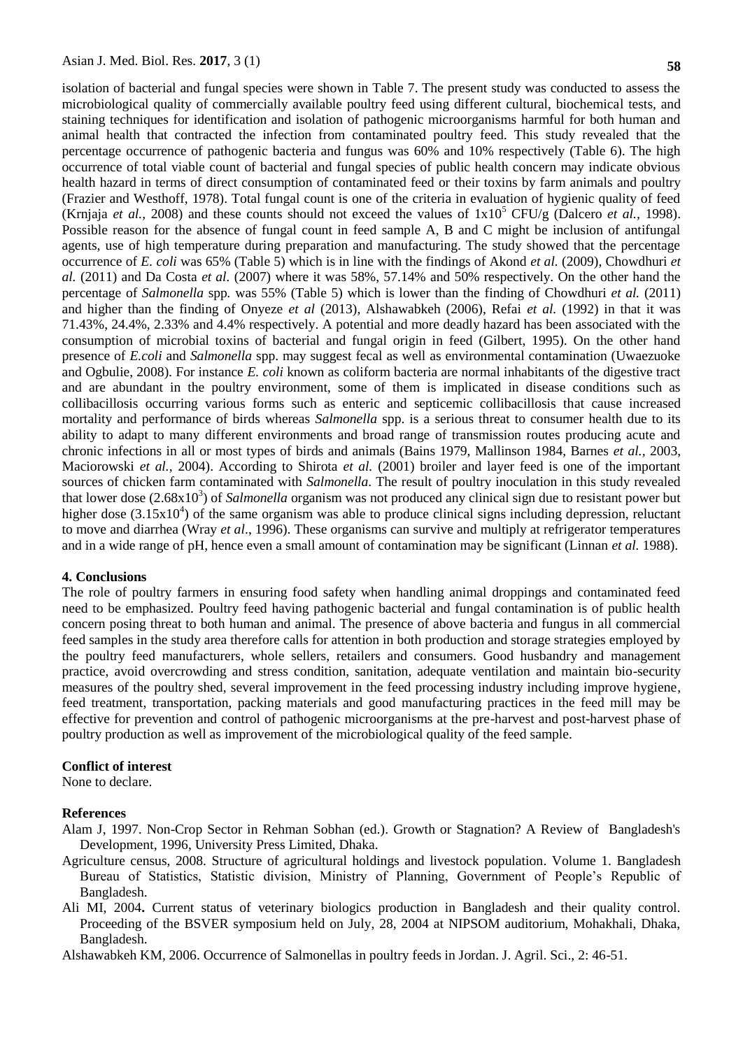isolation of bacterial and fungal species were shown in Table 7. The present study was conducted to assess the microbiological quality of commercially available poultry feed using different cultural, biochemical tests, and staining techniques for identification and isolation of pathogenic microorganisms harmful for both human and animal health that contracted the infection from contaminated poultry feed. This study revealed that the percentage occurrence of pathogenic bacteria and fungus was 60% and 10% respectively (Table 6). The high occurrence of total viable count of bacterial and fungal species of public health concern may indicate obvious health hazard in terms of direct consumption of contaminated feed or their toxins by farm animals and poultry (Frazier and Westhoff, 1978). Total fungal count is one of the criteria in evaluation of hygienic quality of feed (Krnjaja *et al.,* 2008) and these counts should not exceed the values of $1x10^5$ CFU/g (Dalcero *et al.,* 1998). Possible reason for the absence of fungal count in feed sample A, B and C might be inclusion of antifungal agents, use of high temperature during preparation and manufacturing. The study showed that the percentage occurrence of *E. coli* was 65% (Table 5) which is in line with the findings of Akond *et al.* (2009), Chowdhuri *et al.* (2011) and Da Costa *et al.* (2007) where it was 58%, 57.14% and 50% respectively. On the other hand the percentage of *Salmonella* spp*.* was 55% (Table 5) which is lower than the finding of Chowdhuri *et al.* (2011) and higher than the finding of Onyeze *et al* (2013), Alshawabkeh (2006), Refai *et al.* (1992) in that it was 71.43%, 24.4%, 2.33% and 4.4% respectively. A potential and more deadly hazard has been associated with the consumption of microbial toxins of bacterial and fungal origin in feed (Gilbert, 1995). On the other hand presence of *E.coli* and *Salmonella* spp. may suggest fecal as well as environmental contamination (Uwaezuoke and Ogbulie, 2008). For instance *E. coli* known as coliform bacteria are normal inhabitants of the digestive tract and are abundant in the poultry environment, some of them is implicated in disease conditions such as collibacillosis occurring various forms such as enteric and septicemic collibacillosis that cause increased mortality and performance of birds whereas *Salmonella* spp. is a serious threat to consumer health due to its ability to adapt to many different environments and broad range of transmission routes producing acute and chronic infections in all or most types of birds and animals (Bains 1979, Mallinson 1984, Barnes *et al.,* 2003, Maciorowski *et al.,* 2004). According to Shirota *et al.* (2001) broiler and layer feed is one of the important sources of chicken farm contaminated with *Salmonella*. The result of poultry inoculation in this study revealed that lower dose ($2.68x10^3$) of *Salmonella* organism was not produced any clinical sign due to resistant power but higher dose ($3.15x10^4$) of the same organism was able to produce clinical signs including depression, reluctant to move and diarrhea (Wray *et al*., 1996). These organisms can survive and multiply at refrigerator temperatures and in a wide range of pH, hence even a small amount of contamination may be significant (Linnan *et al.* 1988).

## 4. Conclusions

The role of poultry farmers in ensuring food safety when handling animal droppings and contaminated feed need to be emphasized. Poultry feed having pathogenic bacterial and fungal contamination is of public health concern posing threat to both human and animal. The presence of above bacteria and fungus in all commercial feed samples in the study area therefore calls for attention in both production and storage strategies employed by the poultry feed manufacturers, whole sellers, retailers and consumers. Good husbandry and management practice, avoid overcrowding and stress condition, sanitation, adequate ventilation and maintain bio-security measures of the poultry shed, several improvement in the feed processing industry including improve hygiene, feed treatment, transportation, packing materials and good manufacturing practices in the feed mill may be effective for prevention and control of pathogenic microorganisms at the pre-harvest and post-harvest phase of poultry production as well as improvement of the microbiological quality of the feed sample.

## Conflict of interest

None to declare.

## References

Alam J, 1997. Non-Crop Sector in Rehman Sobhan (ed.). Growth or Stagnation? A Review of Bangladesh's Development, 1996, University Press Limited, Dhaka.

Agriculture census, 2008. Structure of agricultural holdings and livestock population. Volume 1. Bangladesh Bureau of Statistics, Statistic division, Ministry of Planning, Government of People's Republic of Bangladesh.

Ali MI, 2004**.** Current status of veterinary biologics production in Bangladesh and their quality control. Proceeding of the BSVER symposium held on July, 28, 2004 at NIPSOM auditorium, Mohakhali, Dhaka, Bangladesh.

Alshawabkeh KM, 2006. Occurrence of Salmonellas in poultry feeds in Jordan. J. Agril. Sci., 2: 46-51.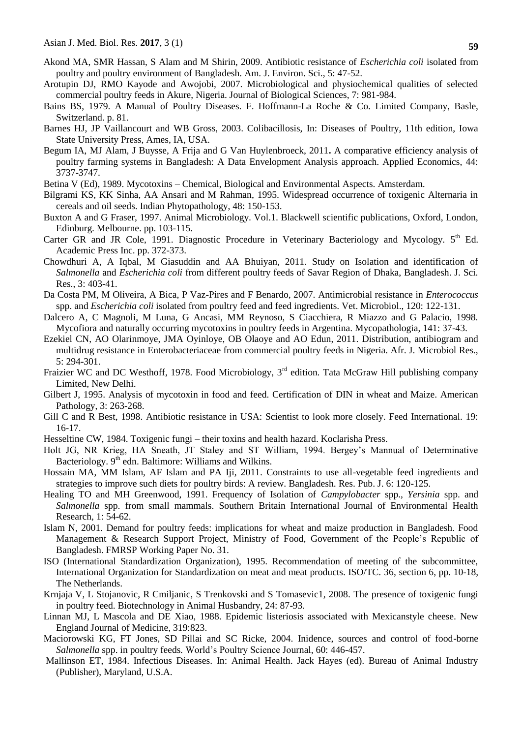Akond MA, SMR Hassan, S Alam and M Shirin, 2009. Antibiotic resistance of *Escherichia coli* isolated from poultry and poultry environment of Bangladesh. Am. J. Environ. Sci., 5: 47-52.

Arotupin DJ, RMO Kayode and Awojobi, 2007. Microbiological and physiochemical qualities of selected commercial poultry feeds in Akure, Nigeria. Journal of Biological Sciences, 7: 981-984.

Bains BS, 1979. A Manual of Poultry Diseases. F. Hoffmann-La Roche & Co. Limited Company, Basle, Switzerland. p. 81.

Barnes HJ, JP Vaillancourt and WB Gross, 2003. Colibacillosis, In: Diseases of Poultry, 11th edition, Iowa State University Press, Ames, IA, USA.

Begum IA, MJ Alam, J Buysse, A Frija and G Van Huylenbroeck, 2011**.** A comparative efficiency analysis of poultry farming systems in Bangladesh: A Data Envelopment Analysis approach. Applied Economics, 44: 3737-3747.

Betina V (Ed), 1989. Mycotoxins – Chemical, Biological and Environmental Aspects. Amsterdam.

Bilgrami KS, KK Sinha, AA Ansari and M Rahman, 1995. Widespread occurrence of toxigenic Alternaria in cereals and oil seeds. Indian Phytopathology, 48: 150-153.

Buxton A and G Fraser, 1997. Animal Microbiology. Vol.1. Blackwell scientific publications, Oxford, London, Edinburg. Melbourne. pp. 103-115.

Carter GR and JR Cole, 1991. Diagnostic Procedure in Veterinary Bacteriology and Mycology. 5th Ed. Academic Press Inc. pp. 372-373.

Chowdhuri A, A Iqbal, M Giasuddin and AA Bhuiyan, 2011. Study on Isolation and identification of *Salmonella* and *Escherichia coli* from different poultry feeds of Savar Region of Dhaka, Bangladesh. J. Sci. Res., 3: 403-41.

Da Costa PM, M Oliveira, A Bica, P Vaz-Pires and F Benardo, 2007. Antimicrobial resistance in *Enterococcus* spp. and *Escherichia coli* isolated from poultry feed and feed ingredients. Vet. Microbiol., 120: 122-131.

Dalcero A, C Magnoli, M Luna, G Ancasi, MM Reynoso, S Ciacchiera, R Miazzo and G Palacio, 1998. Mycofiora and naturally occurring mycotoxins in poultry feeds in Argentina. Mycopathologia, 141: 37-43.

Ezekiel CN, AO Olarinmoye, JMA Oyinloye, OB Olaoye and AO Edun, 2011. Distribution, antibiogram and multidrug resistance in Enterobacteriaceae from commercial poultry feeds in Nigeria. Afr. J. Microbiol Res., 5: 294-301.

Fraizier WC and DC Westhoff, 1978. Food Microbiology, 3rd edition. Tata McGraw Hill publishing company Limited, New Delhi.

Gilbert J, 1995. Analysis of mycotoxin in food and feed. Certification of DIN in wheat and Maize. American Pathology, 3: 263-268.

Gill C and R Best, 1998. Antibiotic resistance in USA: Scientist to look more closely. Feed International. 19: 16-17.

Hesseltine CW, 1984. Toxigenic fungi – their toxins and health hazard. Koclarisha Press.

Holt JG, NR Krieg, HA Sneath, JT Staley and ST William, 1994. Bergey's Mannual of Determinative Bacteriology. 9th edn. Baltimore: Williams and Wilkins.

Hossain MA, MM Islam, AF Islam and PA Iji, 2011. Constraints to use all-vegetable feed ingredients and strategies to improve such diets for poultry birds: A review. Bangladesh. Res. Pub. J. 6: 120-125.

Healing TO and MH Greenwood, 1991. Frequency of Isolation of *Campylobacter* spp., *Yersinia* spp. and *Salmonella* spp. from small mammals. Southern Britain International Journal of Environmental Health Research, 1: 54-62.

Islam N, 2001. Demand for poultry feeds: implications for wheat and maize production in Bangladesh. Food Management & Research Support Project, Ministry of Food, Government of the People's Republic of Bangladesh. FMRSP Working Paper No. 31.

ISO (International Standardization Organization), 1995. Recommendation of meeting of the subcommittee, International Organization for Standardization on meat and meat products. ISO/TC. 36, section 6, pp. 10-18, The Netherlands.

Krnjaja V, L Stojanovic, R Cmiljanic, S Trenkovski and S Tomasevic1, 2008. The presence of toxigenic fungi in poultry feed. Biotechnology in Animal Husbandry, 24: 87-93.

Linnan MJ, L Mascola and DE Xiao, 1988. Epidemic listeriosis associated with Mexicanstyle cheese. New England Journal of Medicine, 319:823.

Maciorowski KG, FT Jones, SD Pillai and SC Ricke, 2004. Inidence, sources and control of food-borne *Salmonella* spp. in poultry feeds*.* World's Poultry Science Journal, 60: 446-457.

Mallinson ET, 1984. Infectious Diseases. In: Animal Health. Jack Hayes (ed). Bureau of Animal Industry (Publisher), Maryland, U.S.A.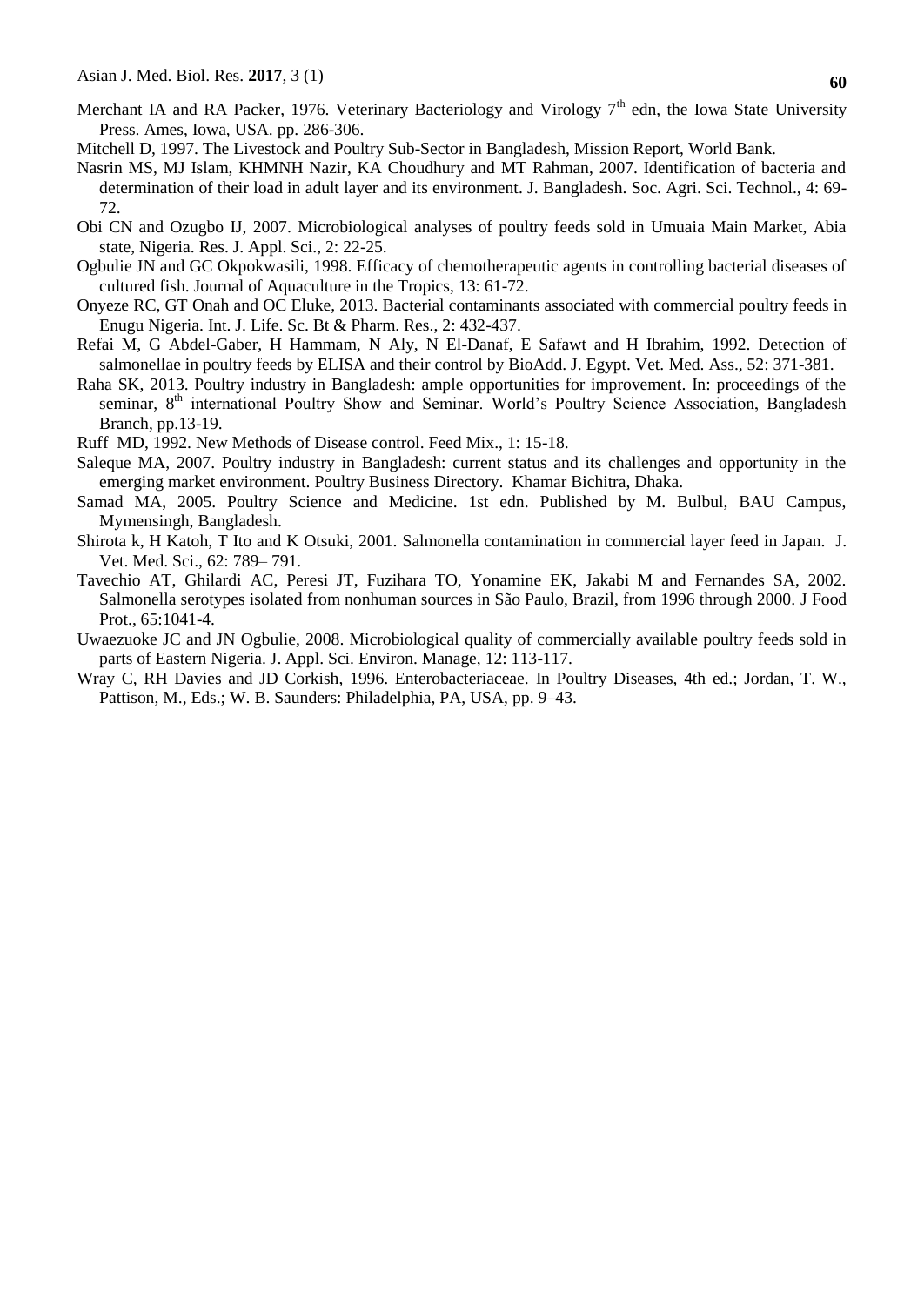Merchant IA and RA Packer, 1976. Veterinary Bacteriology and Virology 7th edn, the Iowa State University Press. Ames, Iowa, USA. pp. 286-306.

Mitchell D, 1997. The Livestock and Poultry Sub-Sector in Bangladesh, Mission Report, World Bank.

Nasrin MS, MJ Islam, KHMNH Nazir, KA Choudhury and MT Rahman, 2007. Identification of bacteria and determination of their load in adult layer and its environment. J. Bangladesh. Soc. Agri. Sci. Technol., 4: 69-72.

Obi CN and Ozugbo IJ, 2007. Microbiological analyses of poultry feeds sold in Umuaia Main Market, Abia state, Nigeria. Res. J. Appl. Sci., 2: 22-25.

Ogbulie JN and GC Okpokwasili, 1998. Efficacy of chemotherapeutic agents in controlling bacterial diseases of cultured fish. Journal of Aquaculture in the Tropics, 13: 61-72.

Onyeze RC, GT Onah and OC Eluke, 2013. Bacterial contaminants associated with commercial poultry feeds in Enugu Nigeria. Int. J. Life. Sc. Bt & Pharm. Res., 2: 432-437.

Refai M, G Abdel-Gaber, H Hammam, N Aly, N El-Danaf, E Safawt and H Ibrahim, 1992. Detection of salmonellae in poultry feeds by ELISA and their control by BioAdd. J. Egypt. Vet. Med. Ass., 52: 371-381.

Raha SK, 2013. Poultry industry in Bangladesh: ample opportunities for improvement. In: proceedings of the seminar, 8th international Poultry Show and Seminar. World's Poultry Science Association, Bangladesh Branch, pp.13-19.

Ruff MD, 1992. New Methods of Disease control. Feed Mix., 1: 15-18.

Saleque MA, 2007. Poultry industry in Bangladesh: current status and its challenges and opportunity in the emerging market environment. Poultry Business Directory. Khamar Bichitra, Dhaka.

Samad MA, 2005. Poultry Science and Medicine. 1st edn. Published by M. Bulbul, BAU Campus, Mymensingh, Bangladesh.

Shirota k, H Katoh, T Ito and K Otsuki, 2001. Salmonella contamination in commercial layer feed in Japan. J. Vet. Med. Sci., 62: 789– 791.

Tavechio AT, Ghilardi AC, Peresi JT, Fuzihara TO, Yonamine EK, Jakabi M and Fernandes SA, 2002. Salmonella serotypes isolated from nonhuman sources in São Paulo, Brazil, from 1996 through 2000. J Food Prot., 65:1041-4.

Uwaezuoke JC and JN Ogbulie, 2008. Microbiological quality of commercially available poultry feeds sold in parts of Eastern Nigeria. J. Appl. Sci. Environ. Manage, 12: 113-117.

Wray C, RH Davies and JD Corkish, 1996. Enterobacteriaceae. In Poultry Diseases, 4th ed.; Jordan, T. W., Pattison, M., Eds.; W. B. Saunders: Philadelphia, PA, USA, pp. 9–43.